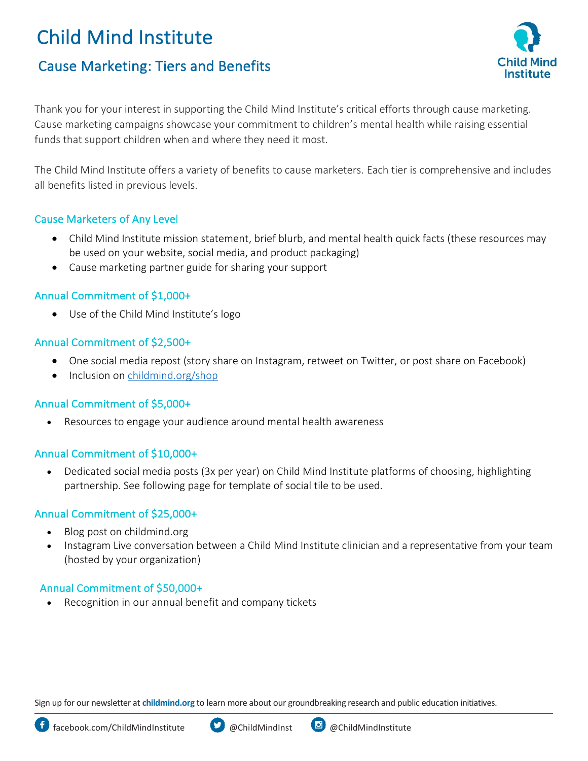# Child Mind Institute

## Cause Marketing: Tiers and Benefits

Thank you for your interest in supporting the Child Mind Institute's critical efforts through cause marketing. Cause marketing campaigns showcase your commitment to children's mental health while raising essential funds that support children when and where they need it most.

The Child Mind Institute offers a variety of benefits to cause marketers. Each tier is comprehensive and includes all benefits listed in previous levels.

### Cause Marketers of Any Level

- Child Mind Institute mission statement, brief blurb, and mental health quick facts (these resources may be used on your website, social media, and product packaging)
- Cause marketing partner guide for sharing your support

### Annual Commitment of $1,000+

- Use of the Child Mind Institute's logo

### Annual Commitment of $2,500+

- One social media repost (story share on Instagram, retweet on Twitter, or post share on Facebook)
- Inclusion on childmind.org/shop

### Annual Commitment of $5,000+

- Resources to engage your audience around mental health awareness

### Annual Commitment of $10,000+

- Dedicated social media posts (3x per year) on Child Mind Institute platforms of choosing, highlighting partnership. See following page for template of social tile to be used.

### Annual Commitment of $25,000+

- Blog post on childmind.org
- Instagram Live conversation between a Child Mind Institute clinician and a representative from your team (hosted by your organization)

### Annual Commitment of $50,000+

- Recognition in our annual benefit and company tickets

Sign up for our newsletter at **childmind.org** to learn more about our groundbreaking research and public education initiatives.

facebook.com/ChildMindInstitute @ChildMindInst @ChildMindInstitute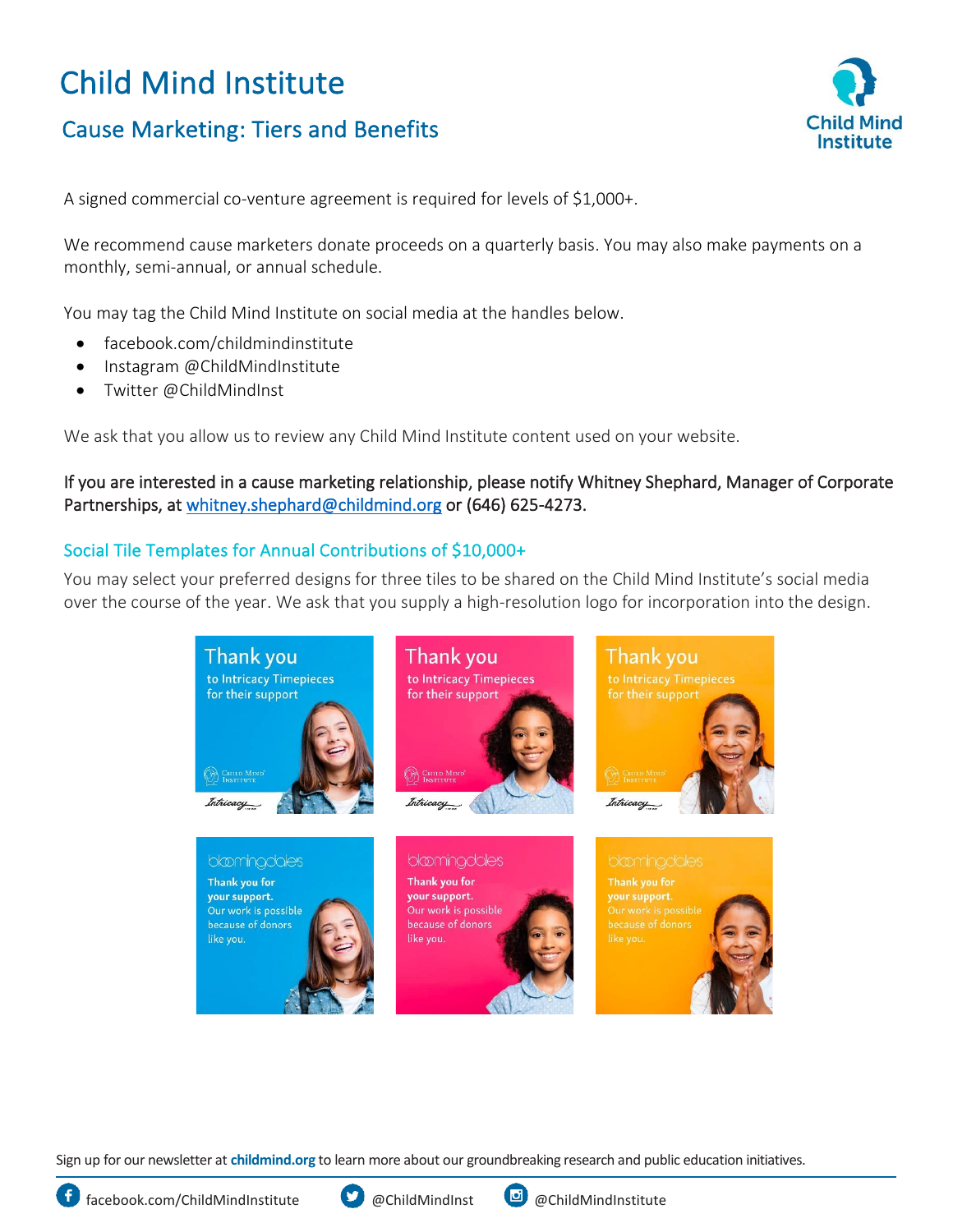# Child Mind Institute

## Cause Marketing: Tiers and Benefits

A signed commercial co-venture agreement is required for levels of $1,000+.

We recommend cause marketers donate proceeds on a quarterly basis. You may also make payments on a monthly, semi-annual, or annual schedule.

You may tag the Child Mind Institute on social media at the handles below.

- facebook.com/childmindinstitute
- Instagram @ChildMindInstitute
- Twitter @ChildMindInst

We ask that you allow us to review any Child Mind Institute content used on your website.

**If you are interested in a cause marketing relationship, please notify Whitney Shephard, Manager of Corporate Partnerships, at whitney.shephard@childmind.org or (646) 625-4273.**

### Social Tile Templates for Annual Contributions of $10,000+

You may select your preferred designs for three tiles to be shared on the Child Mind Institute's social media over the course of the year. We ask that you supply a high-resolution logo for incorporation into the design.

Sign up for our newsletter at **childmind.org** to learn more about our groundbreaking research and public education initiatives.

facebook.com/ChildMindInstitute @ChildMindInst @ChildMindInstitute